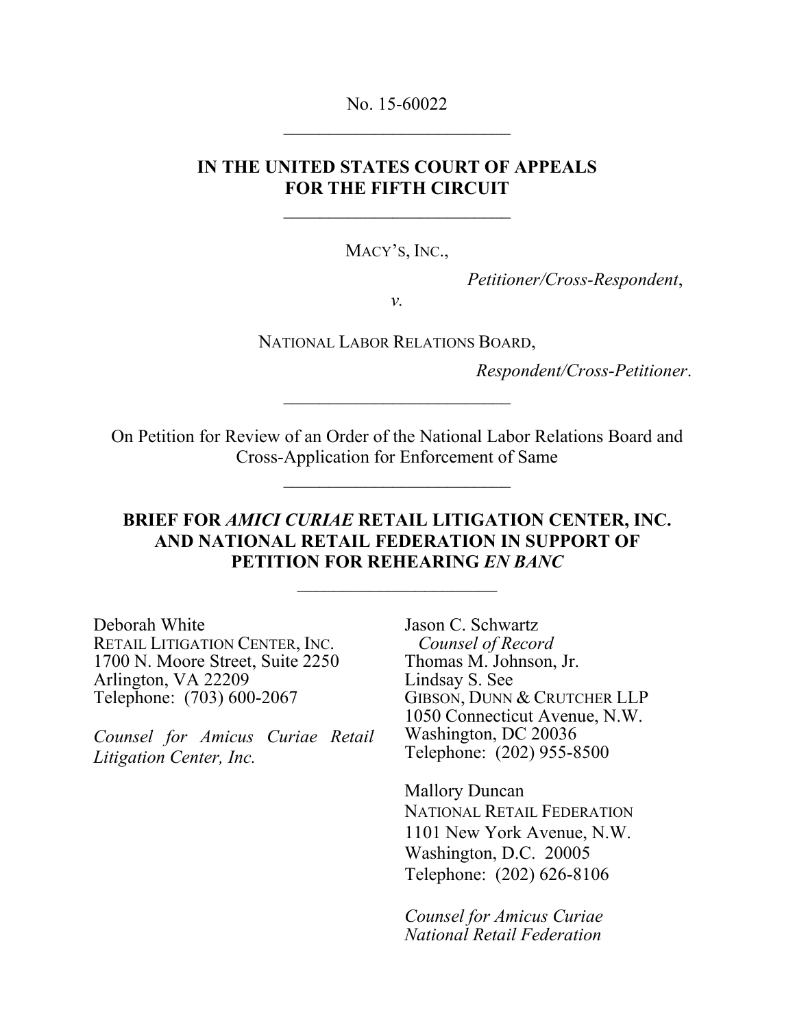No. 15-60022

---

**IN THE UNITED STATES COURT OF APPEALS FOR THE FIFTH CIRCUIT**

---

MACY'S, INC.,

*Petitioner/Cross-Respondent*,

*v.*

NATIONAL LABOR RELATIONS BOARD,

*Respondent/Cross-Petitioner*.

---

On Petition for Review of an Order of the National Labor Relations Board and Cross-Application for Enforcement of Same

---

**BRIEF FOR *AMICI CURIAE* RETAIL LITIGATION CENTER, INC. AND NATIONAL RETAIL FEDERATION IN SUPPORT OF PETITION FOR REHEARING *EN BANC***

---

Deborah White
RETAIL LITIGATION CENTER, INC.
1700 N. Moore Street, Suite 2250
Arlington, VA 22209
Telephone: (703) 600-2067

*Counsel for Amicus Curiae Retail Litigation Center, Inc.*

Jason C. Schwartz
*Counsel of Record*
Thomas M. Johnson, Jr.
Lindsay S. See
GIBSON, DUNN & CRUTCHER LLP
1050 Connecticut Avenue, N.W.
Washington, DC 20036
Telephone: (202) 955-8500

Mallory Duncan
NATIONAL RETAIL FEDERATION
1101 New York Avenue, N.W.
Washington, D.C. 20005
Telephone: (202) 626-8106

*Counsel for Amicus Curiae National Retail Federation*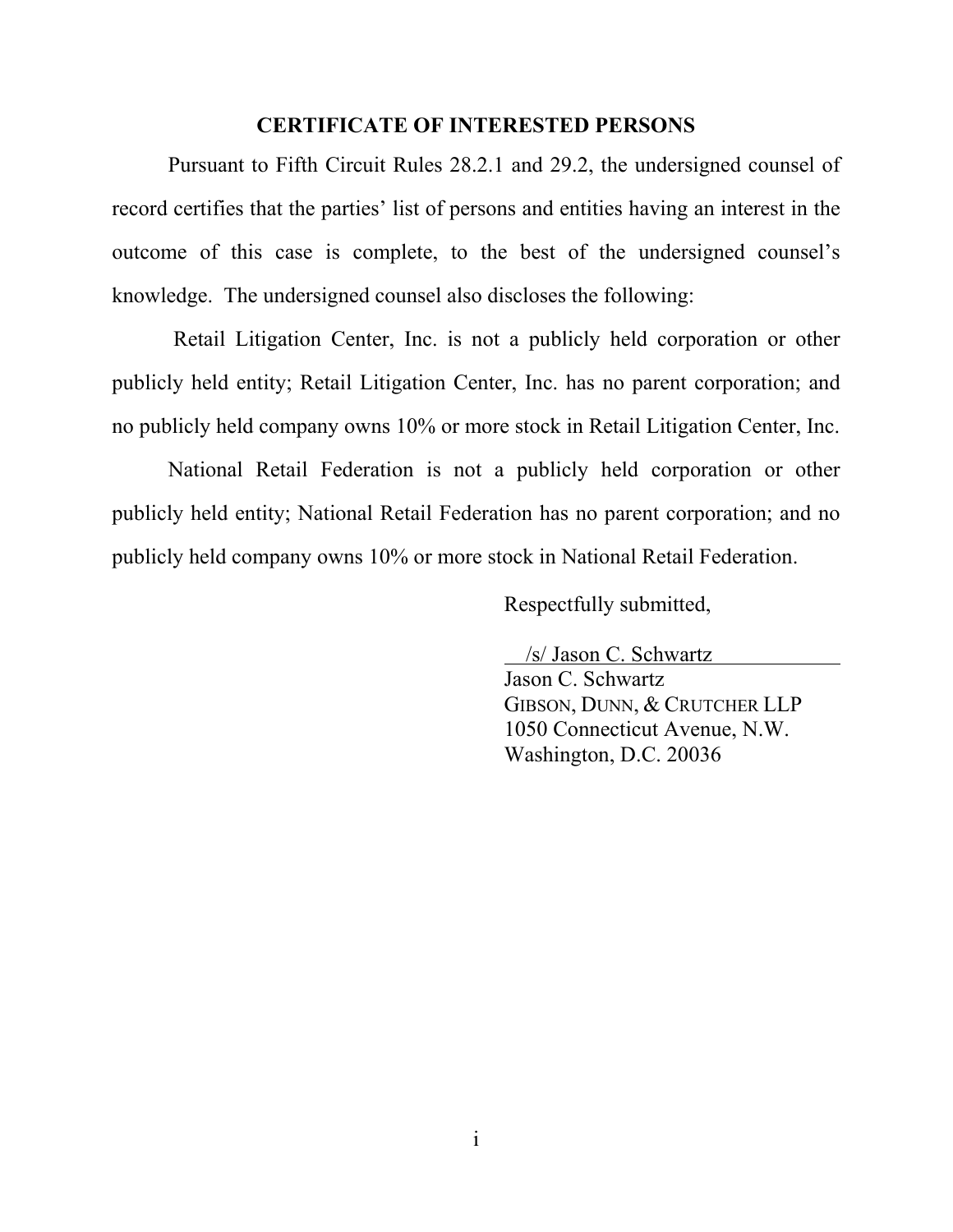## CERTIFICATE OF INTERESTED PERSONS

Pursuant to Fifth Circuit Rules 28.2.1 and 29.2, the undersigned counsel of record certifies that the parties' list of persons and entities having an interest in the outcome of this case is complete, to the best of the undersigned counsel's knowledge. The undersigned counsel also discloses the following:

Retail Litigation Center, Inc. is not a publicly held corporation or other publicly held entity; Retail Litigation Center, Inc. has no parent corporation; and no publicly held company owns 10% or more stock in Retail Litigation Center, Inc.

National Retail Federation is not a publicly held corporation or other publicly held entity; National Retail Federation has no parent corporation; and no publicly held company owns 10% or more stock in National Retail Federation.

Respectfully submitted,

/s/ Jason C. Schwartz
Jason C. Schwartz
GIBSON, DUNN, & CRUTCHER LLP
1050 Connecticut Avenue, N.W.
Washington, D.C. 20036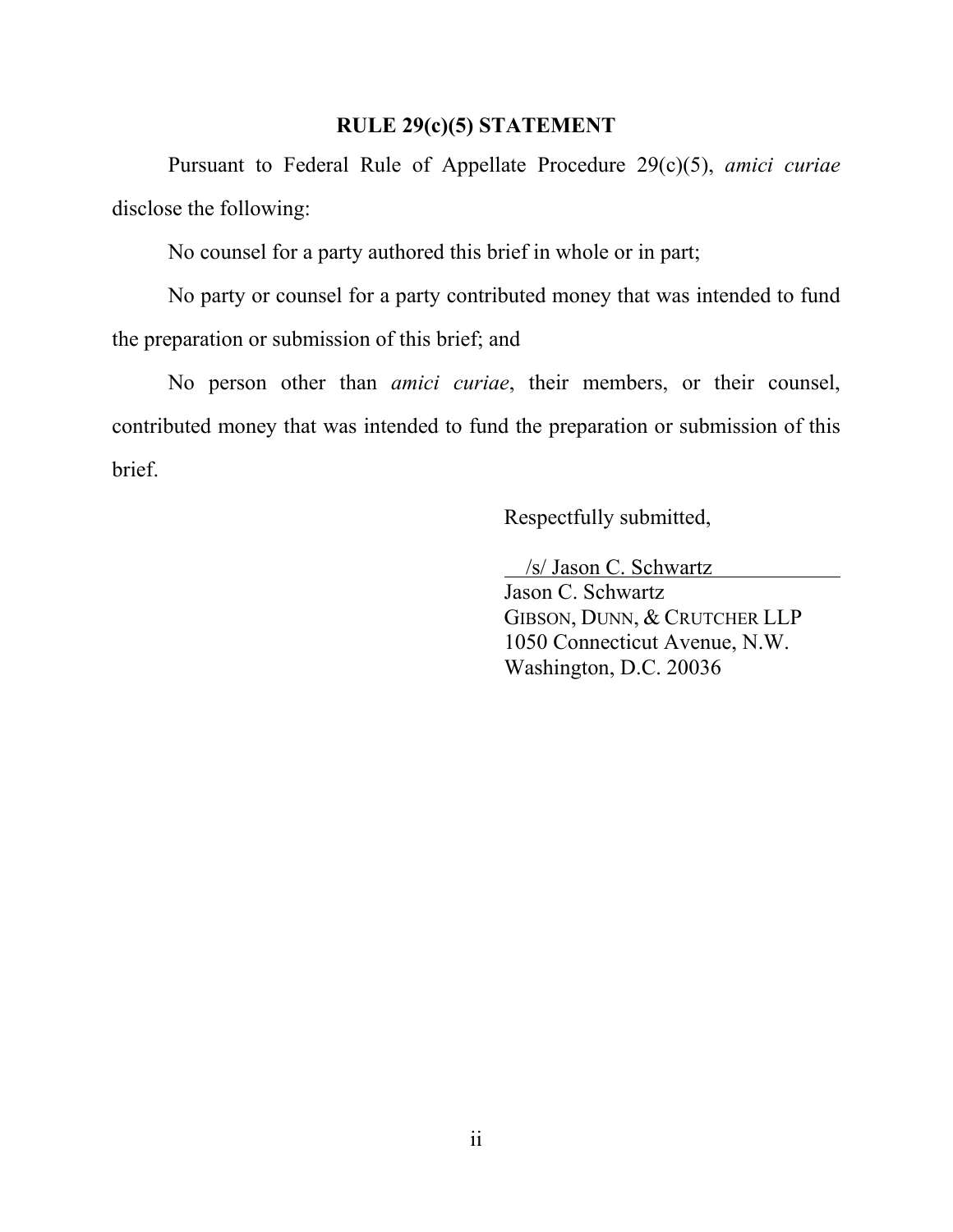## RULE 29(c)(5) STATEMENT

Pursuant to Federal Rule of Appellate Procedure 29(c)(5), *amici curiae* disclose the following:

No counsel for a party authored this brief in whole or in part;

No party or counsel for a party contributed money that was intended to fund the preparation or submission of this brief; and

No person other than *amici curiae*, their members, or their counsel, contributed money that was intended to fund the preparation or submission of this brief.

Respectfully submitted,

/s/ Jason C. Schwartz
Jason C. Schwartz
GIBSON, DUNN, & CRUTCHER LLP
1050 Connecticut Avenue, N.W.
Washington, D.C. 20036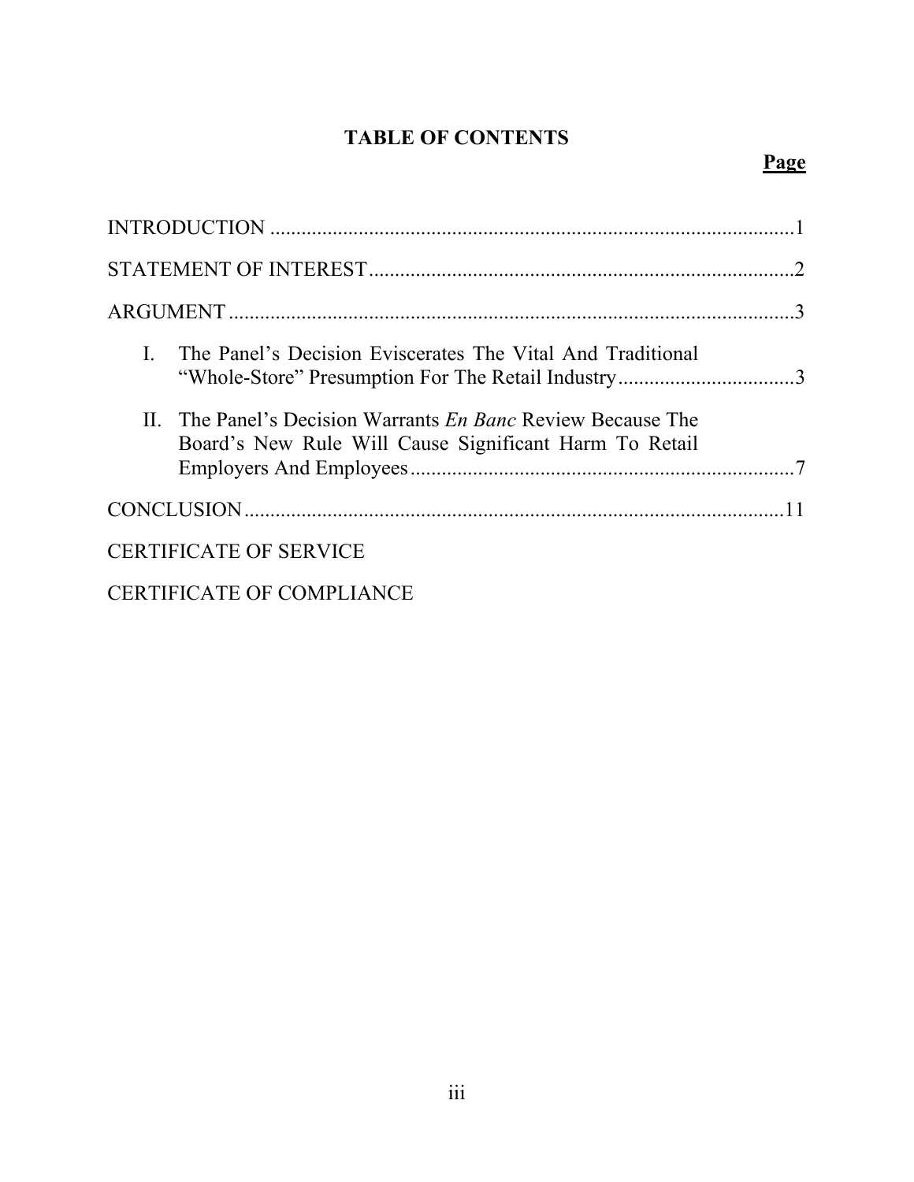# TABLE OF CONTENTS

| | Page |
|---|---|
| INTRODUCTION | 1 |
| STATEMENT OF INTEREST | 2 |
| ARGUMENT | 3 |
| I. The Panel's Decision Eviscerates The Vital And Traditional "Whole-Store" Presumption For The Retail Industry | 3 |
| II. The Panel's Decision Warrants *En Banc* Review Because The Board's New Rule Will Cause Significant Harm To Retail Employers And Employees | 7 |
| CONCLUSION | 11 |
| CERTIFICATE OF SERVICE | |
| CERTIFICATE OF COMPLIANCE | |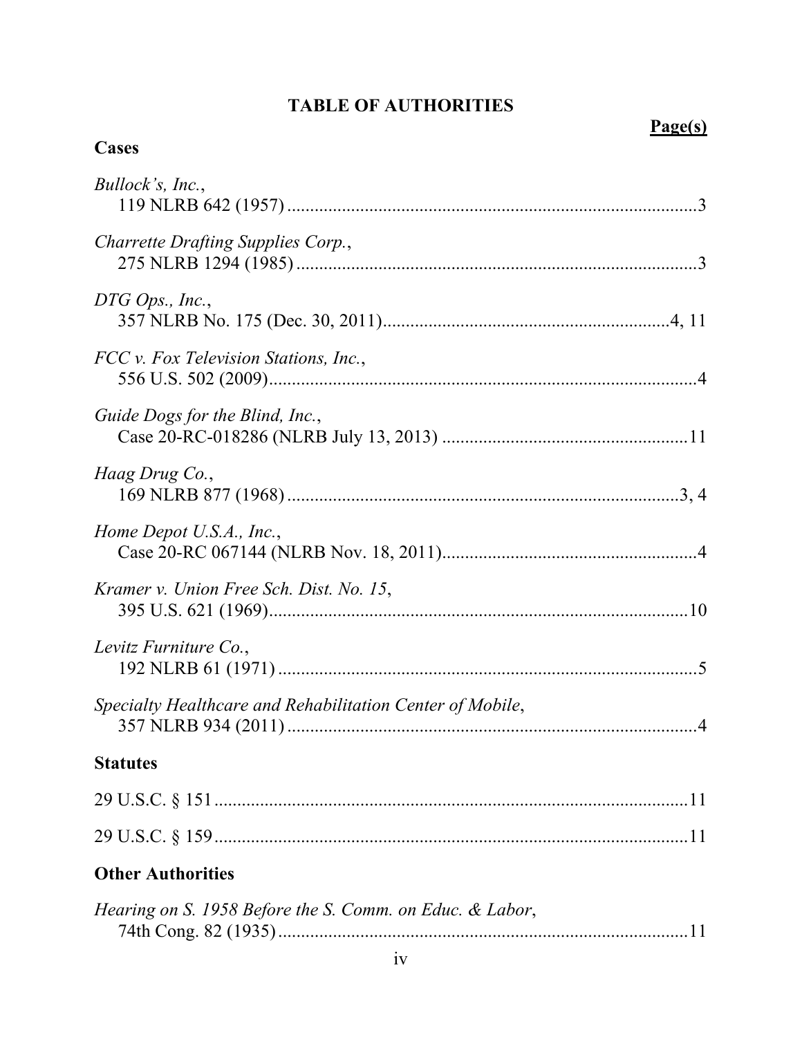# TABLE OF AUTHORITIES

**Page(s)**

## Cases

*Bullock's, Inc.*,
119 NLRB 642 (1957) .......................................................................................3

*Charrette Drafting Supplies Corp.*,
275 NLRB 1294 (1985) .....................................................................................3

*DTG Ops., Inc.*,
357 NLRB No. 175 (Dec. 30, 2011)..............................................................4, 11

*FCC v. Fox Television Stations, Inc.*,
556 U.S. 502 (2009)...........................................................................................4

*Guide Dogs for the Blind, Inc.*,
Case 20-RC-018286 (NLRB July 13, 2013) .....................................................11

*Haag Drug Co.*,
169 NLRB 877 (1968) ....................................................................................3, 4

*Home Depot U.S.A., Inc.*,
Case 20-RC 067144 (NLRB Nov. 18, 2011).......................................................4

*Kramer v. Union Free Sch. Dist. No. 15*,
395 U.S. 621 (1969).........................................................................................10

*Levitz Furniture Co.*,
192 NLRB 61 (1971) ..........................................................................................5

*Specialty Healthcare and Rehabilitation Center of Mobile*,
357 NLRB 934 (2011) ........................................................................................4

## Statutes

29 U.S.C. § 151..................................................................................................11

29 U.S.C. § 159..................................................................................................11

## Other Authorities

*Hearing on S. 1958 Before the S. Comm. on Educ. & Labor*,
74th Cong. 82 (1935) .........................................................................................11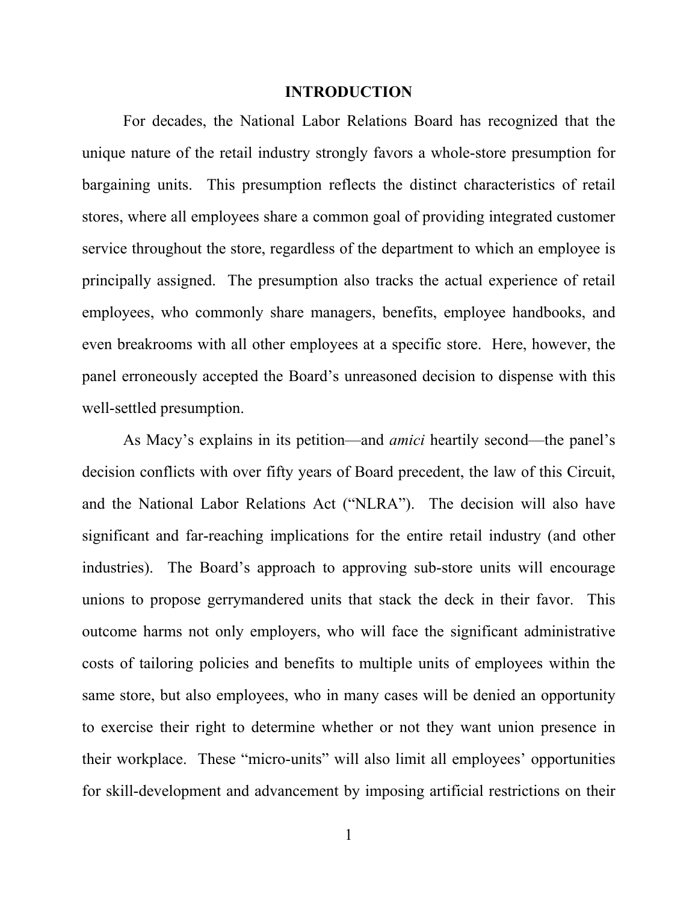# INTRODUCTION

For decades, the National Labor Relations Board has recognized that the unique nature of the retail industry strongly favors a whole-store presumption for bargaining units. This presumption reflects the distinct characteristics of retail stores, where all employees share a common goal of providing integrated customer service throughout the store, regardless of the department to which an employee is principally assigned. The presumption also tracks the actual experience of retail employees, who commonly share managers, benefits, employee handbooks, and even breakrooms with all other employees at a specific store. Here, however, the panel erroneously accepted the Board's unreasoned decision to dispense with this well-settled presumption.

As Macy's explains in its petition—and *amici* heartily second—the panel's decision conflicts with over fifty years of Board precedent, the law of this Circuit, and the National Labor Relations Act ("NLRA"). The decision will also have significant and far-reaching implications for the entire retail industry (and other industries). The Board's approach to approving sub-store units will encourage unions to propose gerrymandered units that stack the deck in their favor. This outcome harms not only employers, who will face the significant administrative costs of tailoring policies and benefits to multiple units of employees within the same store, but also employees, who in many cases will be denied an opportunity to exercise their right to determine whether or not they want union presence in their workplace. These "micro-units" will also limit all employees' opportunities for skill-development and advancement by imposing artificial restrictions on their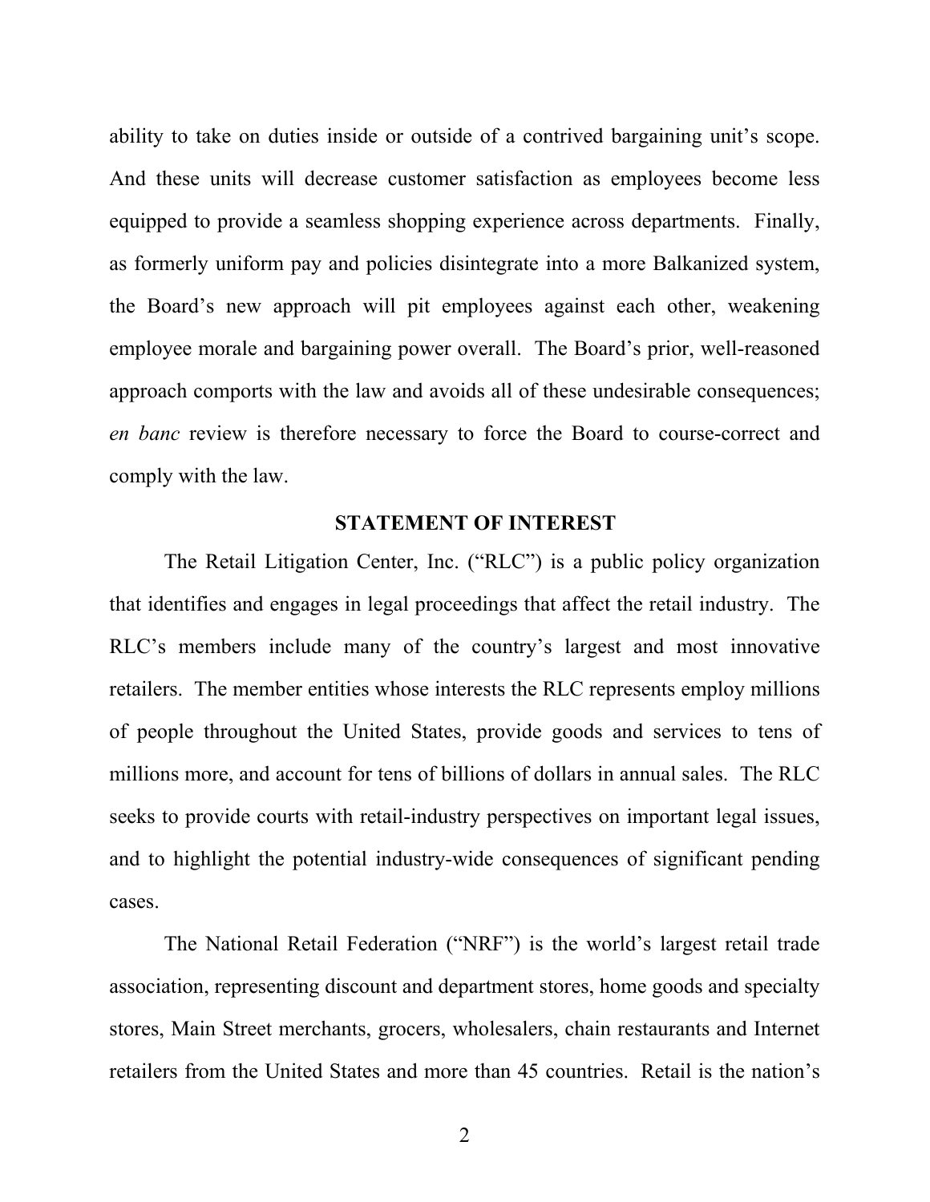ability to take on duties inside or outside of a contrived bargaining unit's scope. And these units will decrease customer satisfaction as employees become less equipped to provide a seamless shopping experience across departments. Finally, as formerly uniform pay and policies disintegrate into a more Balkanized system, the Board's new approach will pit employees against each other, weakening employee morale and bargaining power overall. The Board's prior, well-reasoned approach comports with the law and avoids all of these undesirable consequences; *en banc* review is therefore necessary to force the Board to course-correct and comply with the law.

## STATEMENT OF INTEREST

The Retail Litigation Center, Inc. ("RLC") is a public policy organization that identifies and engages in legal proceedings that affect the retail industry. The RLC's members include many of the country's largest and most innovative retailers. The member entities whose interests the RLC represents employ millions of people throughout the United States, provide goods and services to tens of millions more, and account for tens of billions of dollars in annual sales. The RLC seeks to provide courts with retail-industry perspectives on important legal issues, and to highlight the potential industry-wide consequences of significant pending cases.

The National Retail Federation ("NRF") is the world's largest retail trade association, representing discount and department stores, home goods and specialty stores, Main Street merchants, grocers, wholesalers, chain restaurants and Internet retailers from the United States and more than 45 countries. Retail is the nation's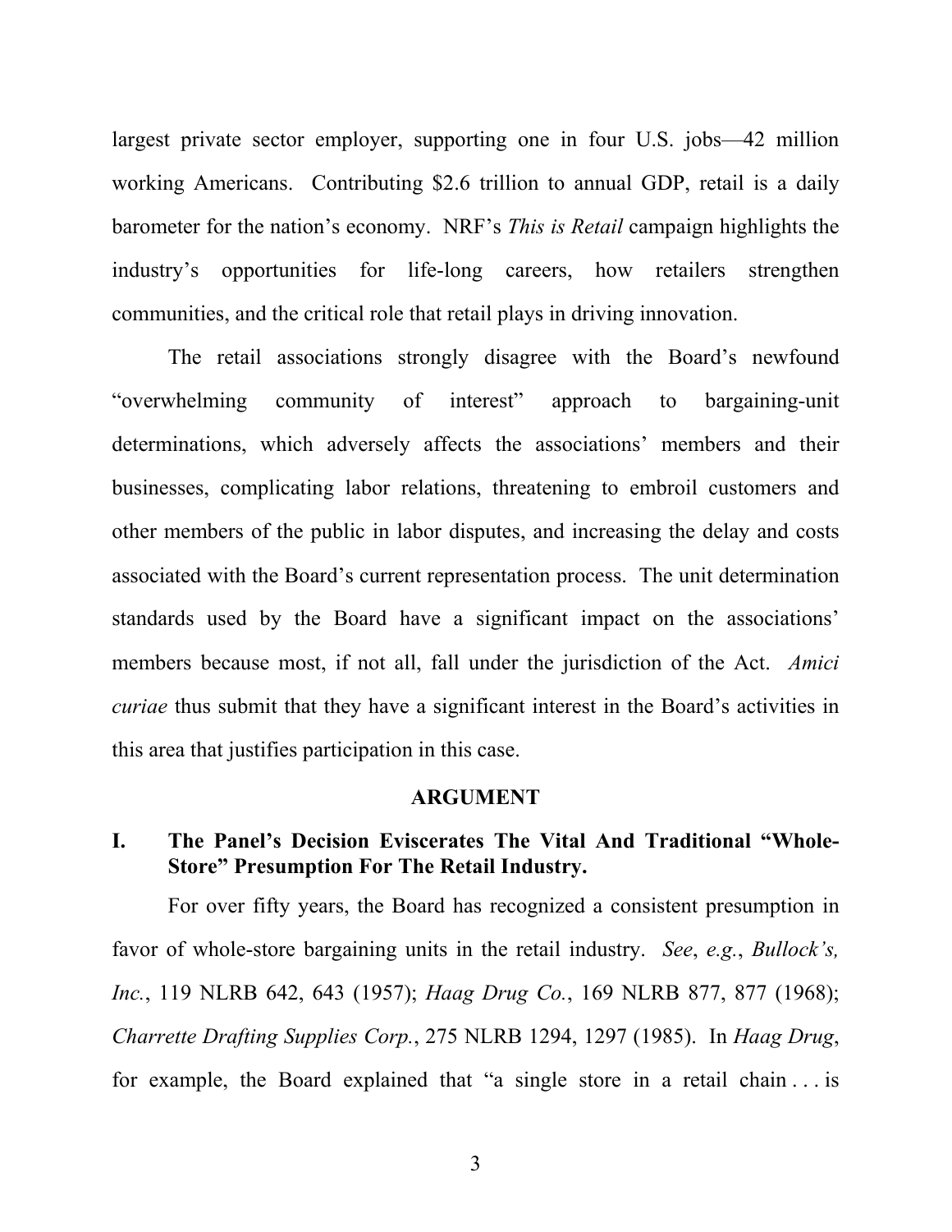largest private sector employer, supporting one in four U.S. jobs—42 million working Americans. Contributing $2.6 trillion to annual GDP, retail is a daily barometer for the nation's economy. NRF's *This is Retail* campaign highlights the industry's opportunities for life-long careers, how retailers strengthen communities, and the critical role that retail plays in driving innovation.

The retail associations strongly disagree with the Board's newfound "overwhelming community of interest" approach to bargaining-unit determinations, which adversely affects the associations' members and their businesses, complicating labor relations, threatening to embroil customers and other members of the public in labor disputes, and increasing the delay and costs associated with the Board's current representation process. The unit determination standards used by the Board have a significant impact on the associations' members because most, if not all, fall under the jurisdiction of the Act. *Amici curiae* thus submit that they have a significant interest in the Board's activities in this area that justifies participation in this case.

## ARGUMENT

### I. The Panel's Decision Eviscerates The Vital And Traditional "Whole-Store" Presumption For The Retail Industry.

For over fifty years, the Board has recognized a consistent presumption in favor of whole-store bargaining units in the retail industry. *See*, *e.g.*, *Bullock's, Inc.*, 119 NLRB 642, 643 (1957); *Haag Drug Co.*, 169 NLRB 877, 877 (1968); *Charrette Drafting Supplies Corp.*, 275 NLRB 1294, 1297 (1985). In *Haag Drug*, for example, the Board explained that "a single store in a retail chain . . . is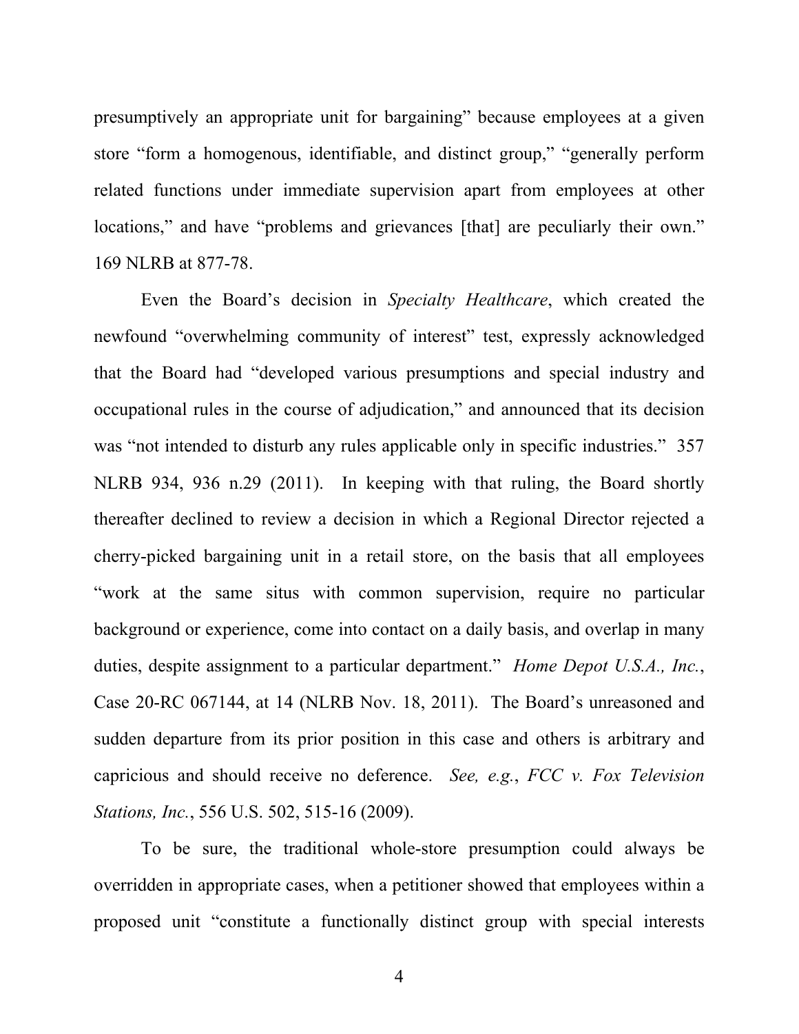presumptively an appropriate unit for bargaining" because employees at a given store "form a homogenous, identifiable, and distinct group," "generally perform related functions under immediate supervision apart from employees at other locations," and have "problems and grievances [that] are peculiarly their own." 169 NLRB at 877-78.

Even the Board's decision in *Specialty Healthcare*, which created the newfound "overwhelming community of interest" test, expressly acknowledged that the Board had "developed various presumptions and special industry and occupational rules in the course of adjudication," and announced that its decision was "not intended to disturb any rules applicable only in specific industries." 357 NLRB 934, 936 n.29 (2011). In keeping with that ruling, the Board shortly thereafter declined to review a decision in which a Regional Director rejected a cherry-picked bargaining unit in a retail store, on the basis that all employees "work at the same situs with common supervision, require no particular background or experience, come into contact on a daily basis, and overlap in many duties, despite assignment to a particular department." *Home Depot U.S.A., Inc.*, Case 20-RC 067144, at 14 (NLRB Nov. 18, 2011). The Board's unreasoned and sudden departure from its prior position in this case and others is arbitrary and capricious and should receive no deference. *See, e.g.*, *FCC v. Fox Television Stations, Inc.*, 556 U.S. 502, 515-16 (2009).

To be sure, the traditional whole-store presumption could always be overridden in appropriate cases, when a petitioner showed that employees within a proposed unit "constitute a functionally distinct group with special interests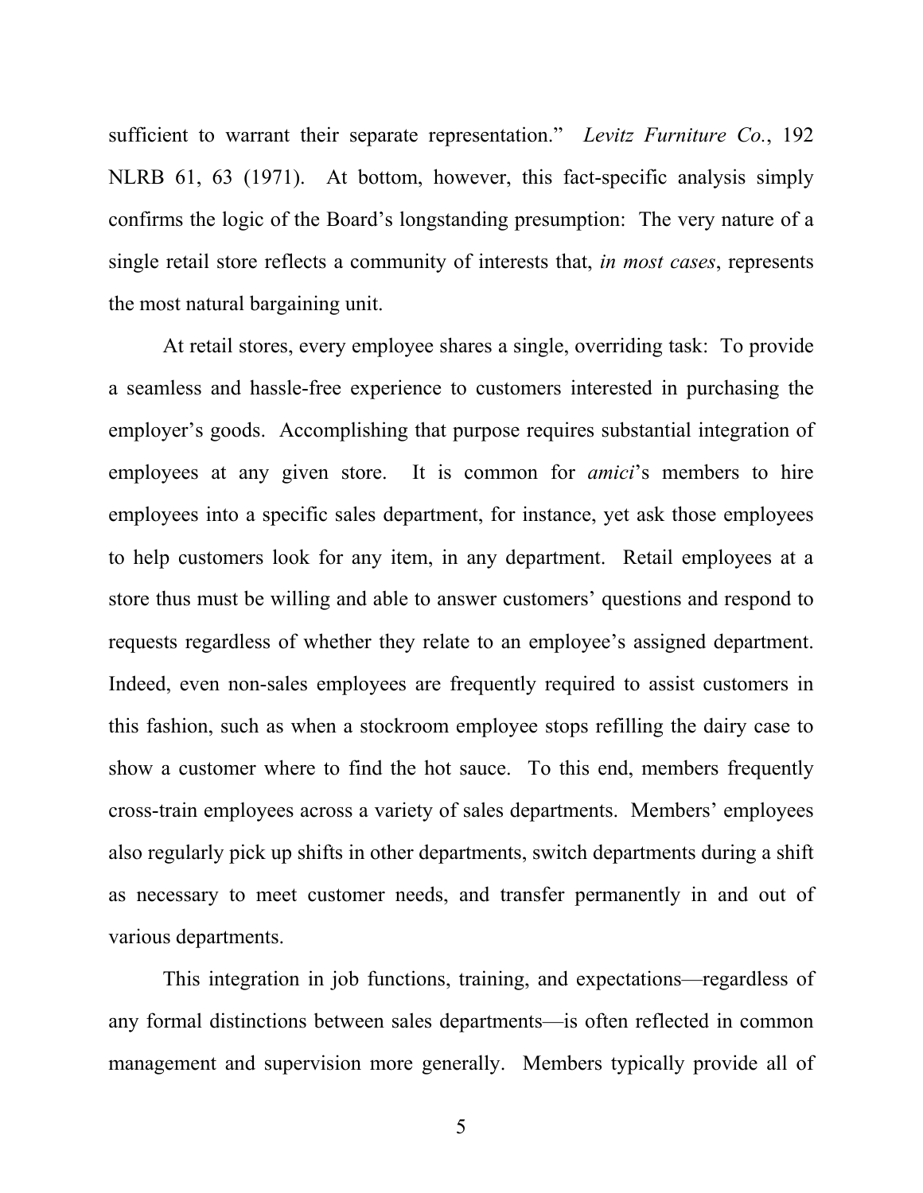sufficient to warrant their separate representation." *Levitz Furniture Co.*, 192 NLRB 61, 63 (1971). At bottom, however, this fact-specific analysis simply confirms the logic of the Board's longstanding presumption: The very nature of a single retail store reflects a community of interests that, *in most cases*, represents the most natural bargaining unit.

At retail stores, every employee shares a single, overriding task: To provide a seamless and hassle-free experience to customers interested in purchasing the employer's goods. Accomplishing that purpose requires substantial integration of employees at any given store. It is common for *amici*'s members to hire employees into a specific sales department, for instance, yet ask those employees to help customers look for any item, in any department. Retail employees at a store thus must be willing and able to answer customers' questions and respond to requests regardless of whether they relate to an employee's assigned department. Indeed, even non-sales employees are frequently required to assist customers in this fashion, such as when a stockroom employee stops refilling the dairy case to show a customer where to find the hot sauce. To this end, members frequently cross-train employees across a variety of sales departments. Members' employees also regularly pick up shifts in other departments, switch departments during a shift as necessary to meet customer needs, and transfer permanently in and out of various departments.

This integration in job functions, training, and expectations—regardless of any formal distinctions between sales departments—is often reflected in common management and supervision more generally. Members typically provide all of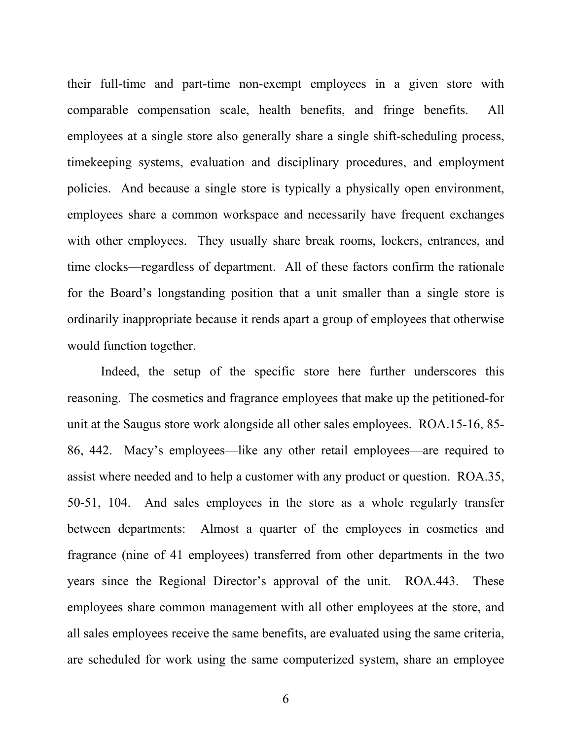their full-time and part-time non-exempt employees in a given store with comparable compensation scale, health benefits, and fringe benefits. All employees at a single store also generally share a single shift-scheduling process, timekeeping systems, evaluation and disciplinary procedures, and employment policies. And because a single store is typically a physically open environment, employees share a common workspace and necessarily have frequent exchanges with other employees. They usually share break rooms, lockers, entrances, and time clocks—regardless of department. All of these factors confirm the rationale for the Board's longstanding position that a unit smaller than a single store is ordinarily inappropriate because it rends apart a group of employees that otherwise would function together.

Indeed, the setup of the specific store here further underscores this reasoning. The cosmetics and fragrance employees that make up the petitioned-for unit at the Saugus store work alongside all other sales employees. ROA.15-16, 85-86, 442. Macy's employees—like any other retail employees—are required to assist where needed and to help a customer with any product or question. ROA.35, 50-51, 104. And sales employees in the store as a whole regularly transfer between departments: Almost a quarter of the employees in cosmetics and fragrance (nine of 41 employees) transferred from other departments in the two years since the Regional Director's approval of the unit. ROA.443. These employees share common management with all other employees at the store, and all sales employees receive the same benefits, are evaluated using the same criteria, are scheduled for work using the same computerized system, share an employee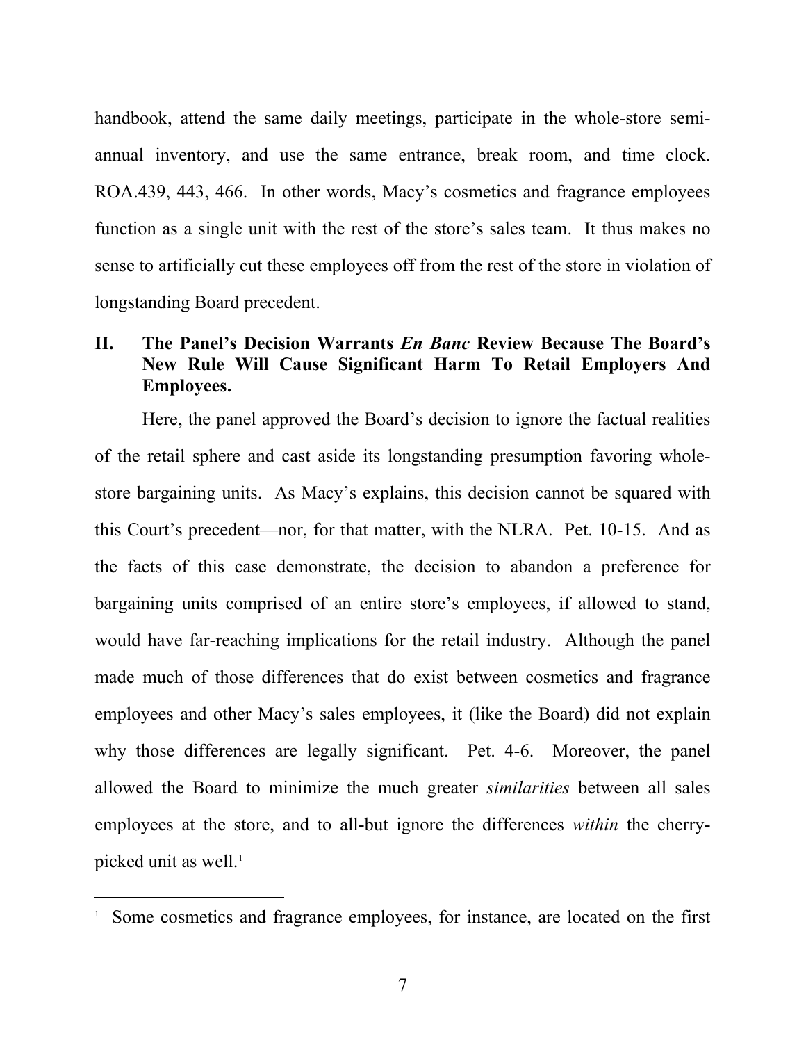handbook, attend the same daily meetings, participate in the whole-store semi-annual inventory, and use the same entrance, break room, and time clock. ROA.439, 443, 466. In other words, Macy's cosmetics and fragrance employees function as a single unit with the rest of the store's sales team. It thus makes no sense to artificially cut these employees off from the rest of the store in violation of longstanding Board precedent.

## II. The Panel's Decision Warrants *En Banc* Review Because The Board's New Rule Will Cause Significant Harm To Retail Employers And Employees.

Here, the panel approved the Board's decision to ignore the factual realities of the retail sphere and cast aside its longstanding presumption favoring whole-store bargaining units. As Macy's explains, this decision cannot be squared with this Court's precedent—nor, for that matter, with the NLRA. Pet. 10-15. And as the facts of this case demonstrate, the decision to abandon a preference for bargaining units comprised of an entire store's employees, if allowed to stand, would have far-reaching implications for the retail industry. Although the panel made much of those differences that do exist between cosmetics and fragrance employees and other Macy's sales employees, it (like the Board) did not explain why those differences are legally significant. Pet. 4-6. Moreover, the panel allowed the Board to minimize the much greater *similarities* between all sales employees at the store, and to all-but ignore the differences *within* the cherry-picked unit as well.[1]

[1] Some cosmetics and fragrance employees, for instance, are located on the first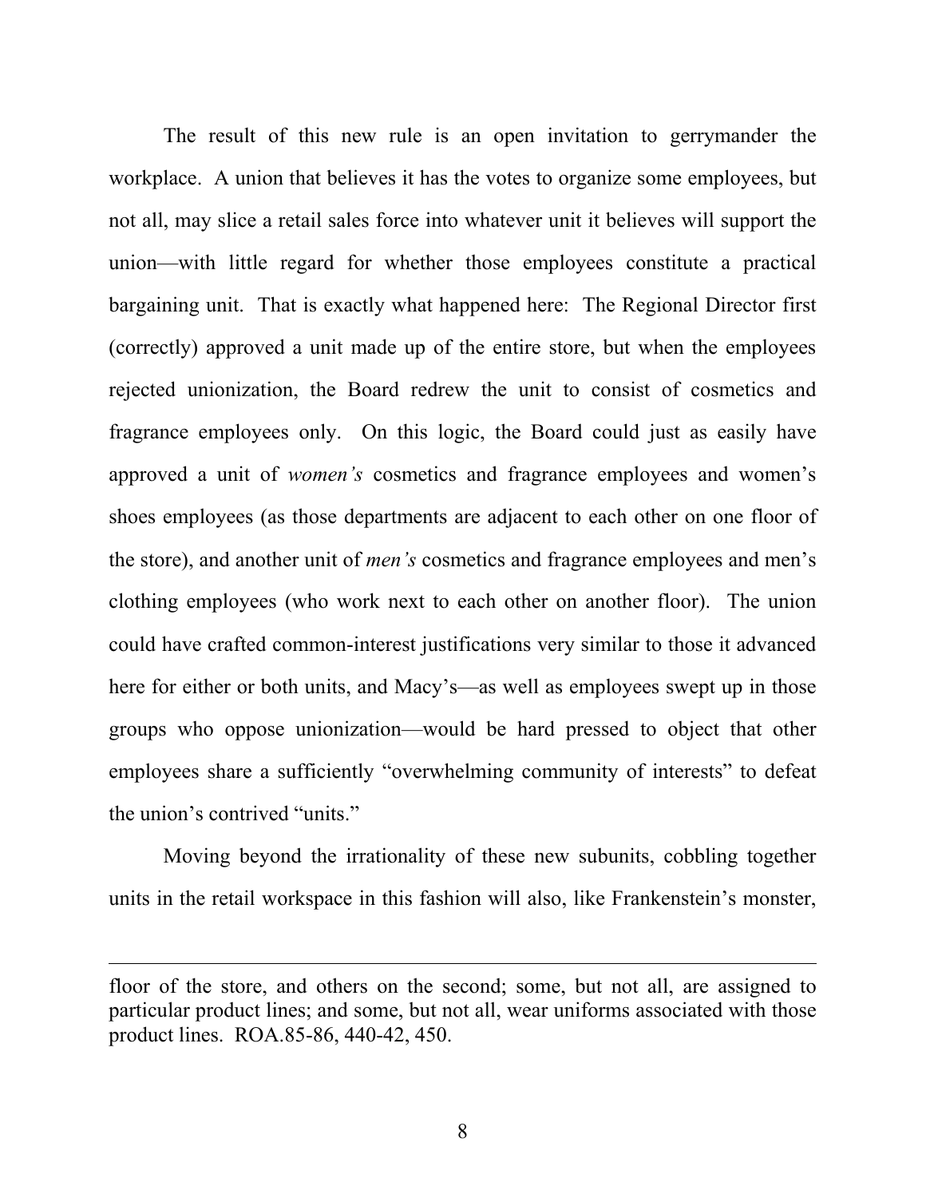The result of this new rule is an open invitation to gerrymander the workplace. A union that believes it has the votes to organize some employees, but not all, may slice a retail sales force into whatever unit it believes will support the union—with little regard for whether those employees constitute a practical bargaining unit. That is exactly what happened here: The Regional Director first (correctly) approved a unit made up of the entire store, but when the employees rejected unionization, the Board redrew the unit to consist of cosmetics and fragrance employees only. On this logic, the Board could just as easily have approved a unit of *women's* cosmetics and fragrance employees and women's shoes employees (as those departments are adjacent to each other on one floor of the store), and another unit of *men's* cosmetics and fragrance employees and men's clothing employees (who work next to each other on another floor). The union could have crafted common-interest justifications very similar to those it advanced here for either or both units, and Macy's—as well as employees swept up in those groups who oppose unionization—would be hard pressed to object that other employees share a sufficiently "overwhelming community of interests" to defeat the union's contrived "units."

Moving beyond the irrationality of these new subunits, cobbling together units in the retail workspace in this fashion will also, like Frankenstein's monster,

---

floor of the store, and others on the second; some, but not all, are assigned to particular product lines; and some, but not all, wear uniforms associated with those product lines. ROA.85-86, 440-42, 450.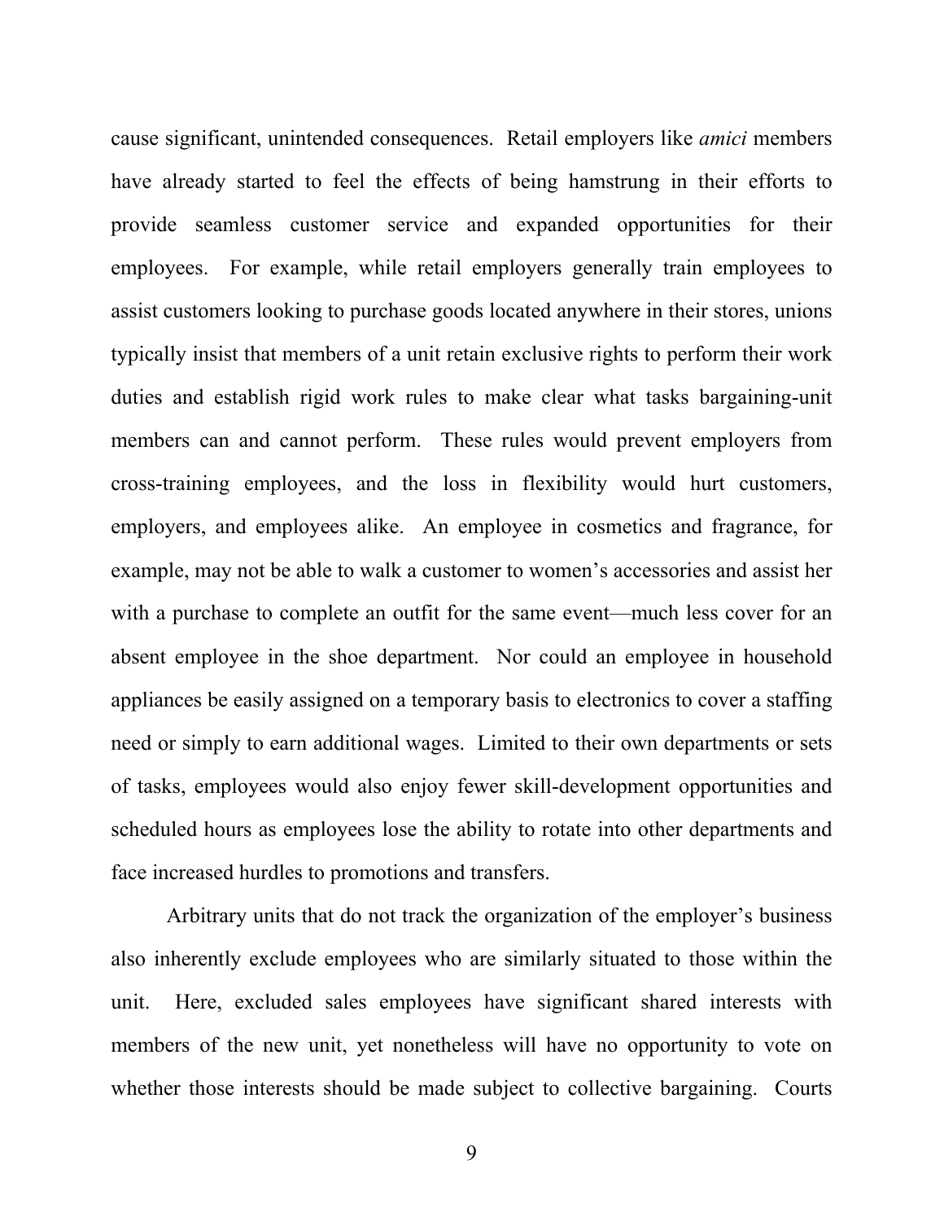cause significant, unintended consequences. Retail employers like *amici* members have already started to feel the effects of being hamstrung in their efforts to provide seamless customer service and expanded opportunities for their employees. For example, while retail employers generally train employees to assist customers looking to purchase goods located anywhere in their stores, unions typically insist that members of a unit retain exclusive rights to perform their work duties and establish rigid work rules to make clear what tasks bargaining-unit members can and cannot perform. These rules would prevent employers from cross-training employees, and the loss in flexibility would hurt customers, employers, and employees alike. An employee in cosmetics and fragrance, for example, may not be able to walk a customer to women's accessories and assist her with a purchase to complete an outfit for the same event—much less cover for an absent employee in the shoe department. Nor could an employee in household appliances be easily assigned on a temporary basis to electronics to cover a staffing need or simply to earn additional wages. Limited to their own departments or sets of tasks, employees would also enjoy fewer skill-development opportunities and scheduled hours as employees lose the ability to rotate into other departments and face increased hurdles to promotions and transfers.

Arbitrary units that do not track the organization of the employer's business also inherently exclude employees who are similarly situated to those within the unit. Here, excluded sales employees have significant shared interests with members of the new unit, yet nonetheless will have no opportunity to vote on whether those interests should be made subject to collective bargaining. Courts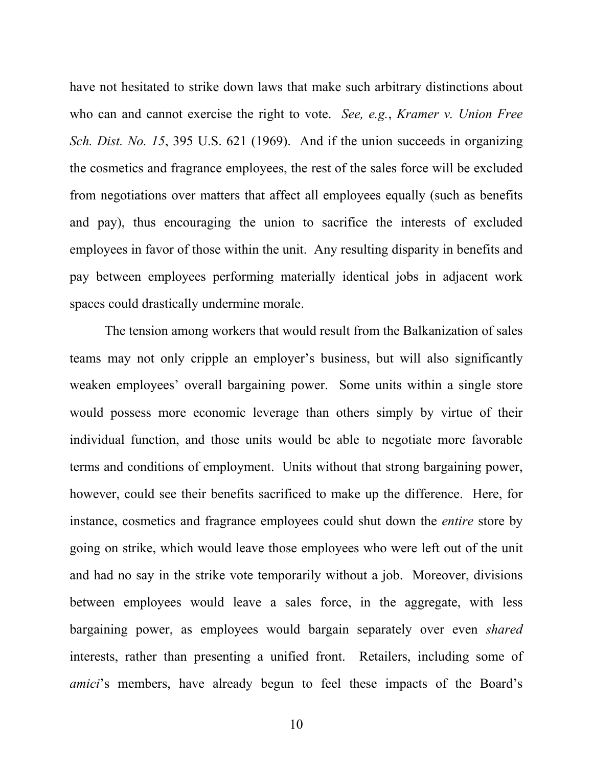have not hesitated to strike down laws that make such arbitrary distinctions about who can and cannot exercise the right to vote. *See, e.g.*, *Kramer v. Union Free Sch. Dist. No. 15*, 395 U.S. 621 (1969). And if the union succeeds in organizing the cosmetics and fragrance employees, the rest of the sales force will be excluded from negotiations over matters that affect all employees equally (such as benefits and pay), thus encouraging the union to sacrifice the interests of excluded employees in favor of those within the unit. Any resulting disparity in benefits and pay between employees performing materially identical jobs in adjacent work spaces could drastically undermine morale.

The tension among workers that would result from the Balkanization of sales teams may not only cripple an employer's business, but will also significantly weaken employees' overall bargaining power. Some units within a single store would possess more economic leverage than others simply by virtue of their individual function, and those units would be able to negotiate more favorable terms and conditions of employment. Units without that strong bargaining power, however, could see their benefits sacrificed to make up the difference. Here, for instance, cosmetics and fragrance employees could shut down the *entire* store by going on strike, which would leave those employees who were left out of the unit and had no say in the strike vote temporarily without a job. Moreover, divisions between employees would leave a sales force, in the aggregate, with less bargaining power, as employees would bargain separately over even *shared* interests, rather than presenting a unified front. Retailers, including some of *amici*'s members, have already begun to feel these impacts of the Board's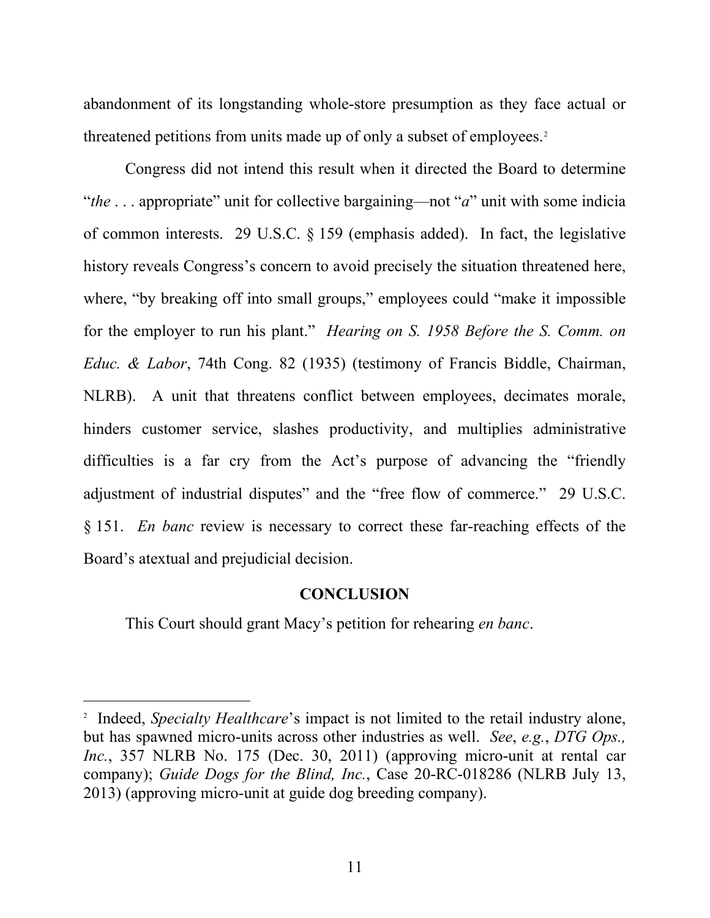abandonment of its longstanding whole-store presumption as they face actual or threatened petitions from units made up of only a subset of employees.[2]

Congress did not intend this result when it directed the Board to determine "*the* . . . appropriate" unit for collective bargaining—not "*a*" unit with some indicia of common interests. 29 U.S.C. § 159 (emphasis added). In fact, the legislative history reveals Congress's concern to avoid precisely the situation threatened here, where, "by breaking off into small groups," employees could "make it impossible for the employer to run his plant." *Hearing on S. 1958 Before the S. Comm. on Educ. & Labor*, 74th Cong. 82 (1935) (testimony of Francis Biddle, Chairman, NLRB). A unit that threatens conflict between employees, decimates morale, hinders customer service, slashes productivity, and multiplies administrative difficulties is a far cry from the Act's purpose of advancing the "friendly adjustment of industrial disputes" and the "free flow of commerce." 29 U.S.C. § 151. *En banc* review is necessary to correct these far-reaching effects of the Board's atextual and prejudicial decision.

## CONCLUSION

This Court should grant Macy's petition for rehearing *en banc*.

---

[2] Indeed, *Specialty Healthcare*'s impact is not limited to the retail industry alone, but has spawned micro-units across other industries as well. *See*, *e.g.*, *DTG Ops., Inc.*, 357 NLRB No. 175 (Dec. 30, 2011) (approving micro-unit at rental car company); *Guide Dogs for the Blind, Inc.*, Case 20-RC-018286 (NLRB July 13, 2013) (approving micro-unit at guide dog breeding company).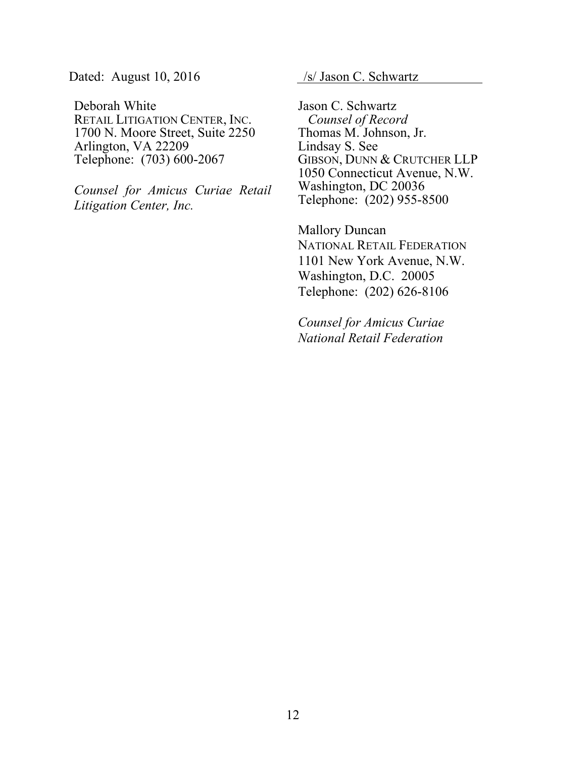Dated: August 10, 2016

/s/ Jason C. Schwartz

Jason C. Schwartz
*Counsel of Record*
Thomas M. Johnson, Jr.
Lindsay S. See
GIBSON, DUNN & CRUTCHER LLP
1050 Connecticut Avenue, N.W.
Washington, DC 20036
Telephone: (202) 955-8500

Mallory Duncan
NATIONAL RETAIL FEDERATION
1101 New York Avenue, N.W.
Washington, D.C. 20005
Telephone: (202) 626-8106

*Counsel for Amicus Curiae National Retail Federation*

Deborah White
RETAIL LITIGATION CENTER, INC.
1700 N. Moore Street, Suite 2250
Arlington, VA 22209
Telephone: (703) 600-2067

*Counsel for Amicus Curiae Retail Litigation Center, Inc.*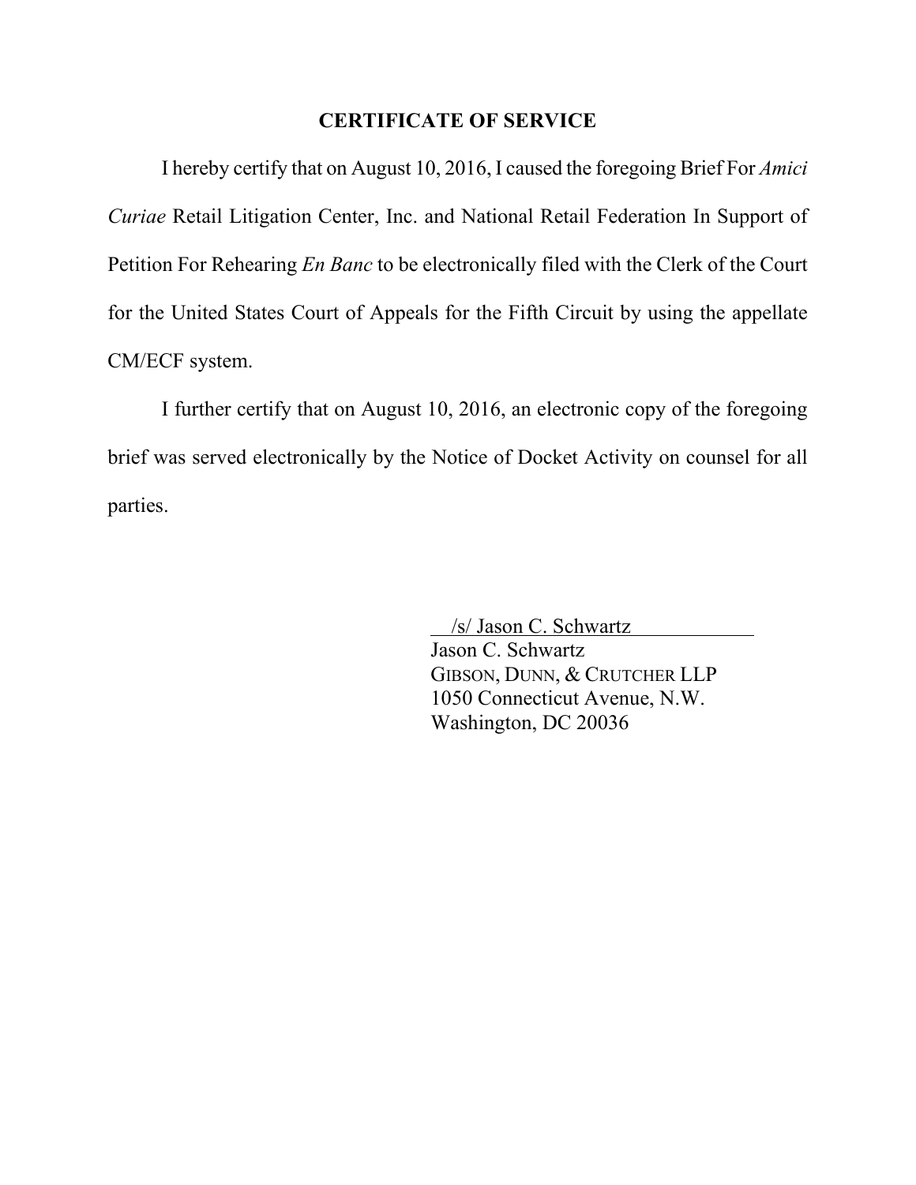## CERTIFICATE OF SERVICE

I hereby certify that on August 10, 2016, I caused the foregoing Brief For *Amici Curiae* Retail Litigation Center, Inc. and National Retail Federation In Support of Petition For Rehearing *En Banc* to be electronically filed with the Clerk of the Court for the United States Court of Appeals for the Fifth Circuit by using the appellate CM/ECF system.

I further certify that on August 10, 2016, an electronic copy of the foregoing brief was served electronically by the Notice of Docket Activity on counsel for all parties.

/s/ Jason C. Schwartz
Jason C. Schwartz
GIBSON, DUNN, & CRUTCHER LLP
1050 Connecticut Avenue, N.W.
Washington, DC 20036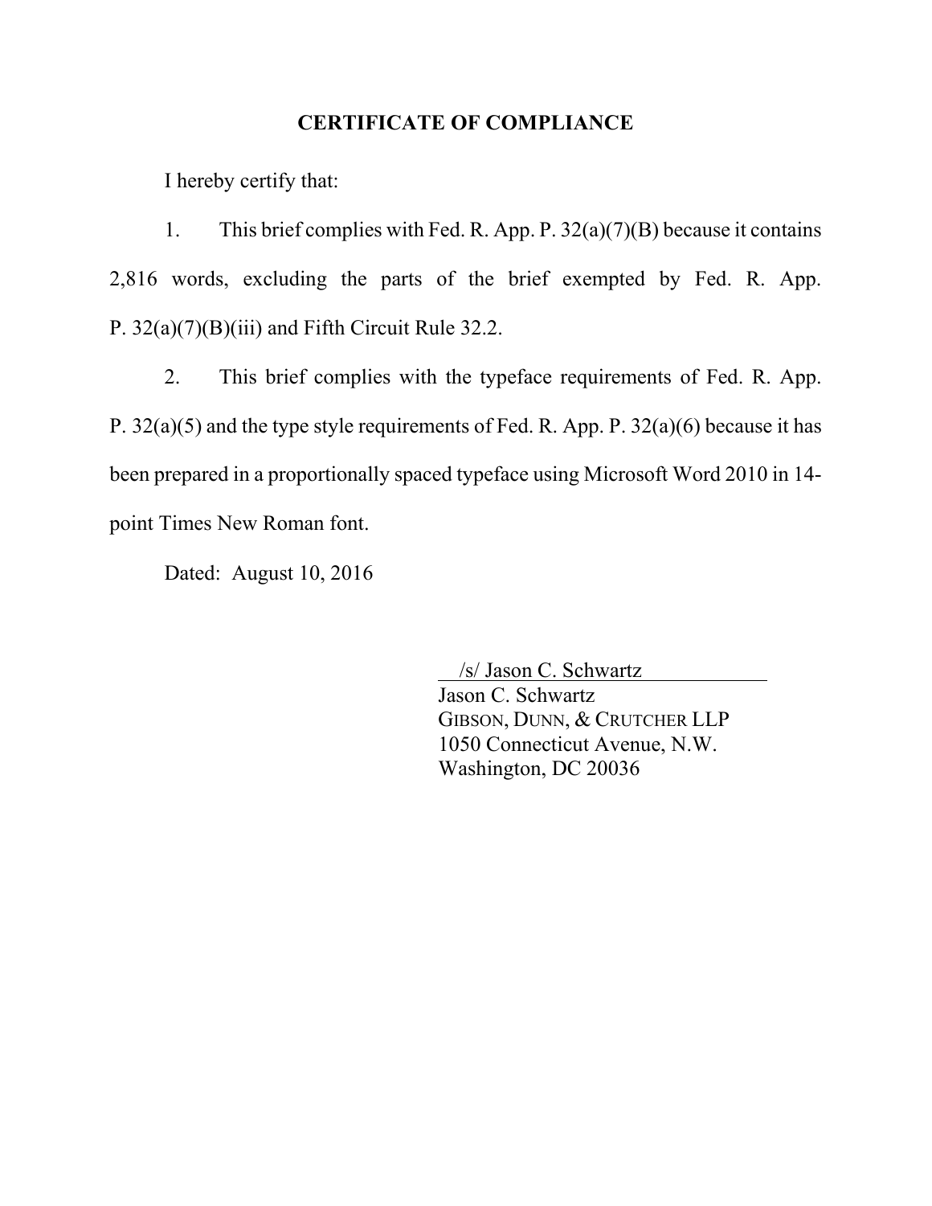**CERTIFICATE OF COMPLIANCE**

I hereby certify that:

1. This brief complies with Fed. R. App. P. 32(a)(7)(B) because it contains 2,816 words, excluding the parts of the brief exempted by Fed. R. App. P. 32(a)(7)(B)(iii) and Fifth Circuit Rule 32.2.

2. This brief complies with the typeface requirements of Fed. R. App. P. 32(a)(5) and the type style requirements of Fed. R. App. P. 32(a)(6) because it has been prepared in a proportionally spaced typeface using Microsoft Word 2010 in 14-point Times New Roman font.

Dated: August 10, 2016

/s/ Jason C. Schwartz
Jason C. Schwartz
GIBSON, DUNN, & CRUTCHER LLP
1050 Connecticut Avenue, N.W.
Washington, DC 20036